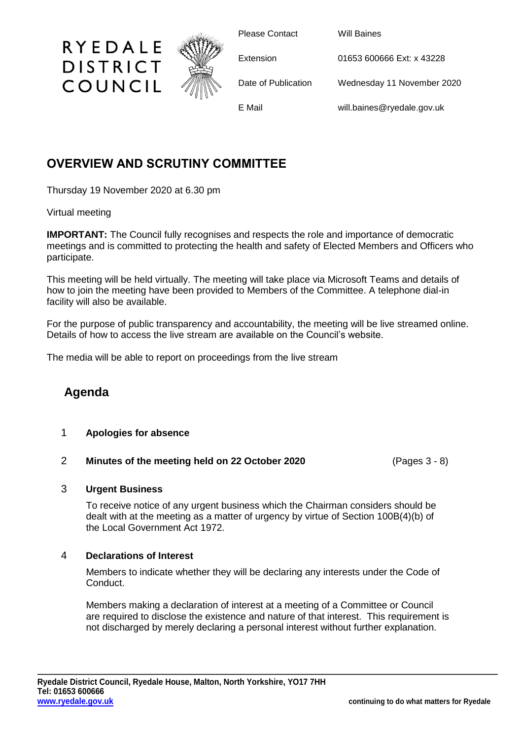RYEDALE DISTRICT COUNCIL

| | |
|---|---|
| Please Contact | Will Baines |
| Extension | 01653 600666 Ext: x 43228 |
| Date of Publication | Wednesday 11 November 2020 |
| E Mail | will.baines@ryedale.gov.uk |

## OVERVIEW AND SCRUTINY COMMITTEE

Thursday 19 November 2020 at 6.30 pm

Virtual meeting

**IMPORTANT:** The Council fully recognises and respects the role and importance of democratic meetings and is committed to protecting the health and safety of Elected Members and Officers who participate.

This meeting will be held virtually. The meeting will take place via Microsoft Teams and details of how to join the meeting have been provided to Members of the Committee. A telephone dial-in facility will also be available.

For the purpose of public transparency and accountability, the meeting will be live streamed online. Details of how to access the live stream are available on the Council's website.

The media will be able to report on proceedings from the live stream

## Agenda

1 **Apologies for absence**

2 **Minutes of the meeting held on 22 October 2020** (Pages 3 - 8)

3 **Urgent Business**

To receive notice of any urgent business which the Chairman considers should be dealt with at the meeting as a matter of urgency by virtue of Section 100B(4)(b) of the Local Government Act 1972.

4 **Declarations of Interest**

Members to indicate whether they will be declaring any interests under the Code of Conduct.

Members making a declaration of interest at a meeting of a Committee or Council are required to disclose the existence and nature of that interest. This requirement is not discharged by merely declaring a personal interest without further explanation.

**Ryedale District Council, Ryedale House, Malton, North Yorkshire, YO17 7HH**
**Tel: 01653 600666**
**www.ryedale.gov.uk** **continuing to do what matters for Ryedale**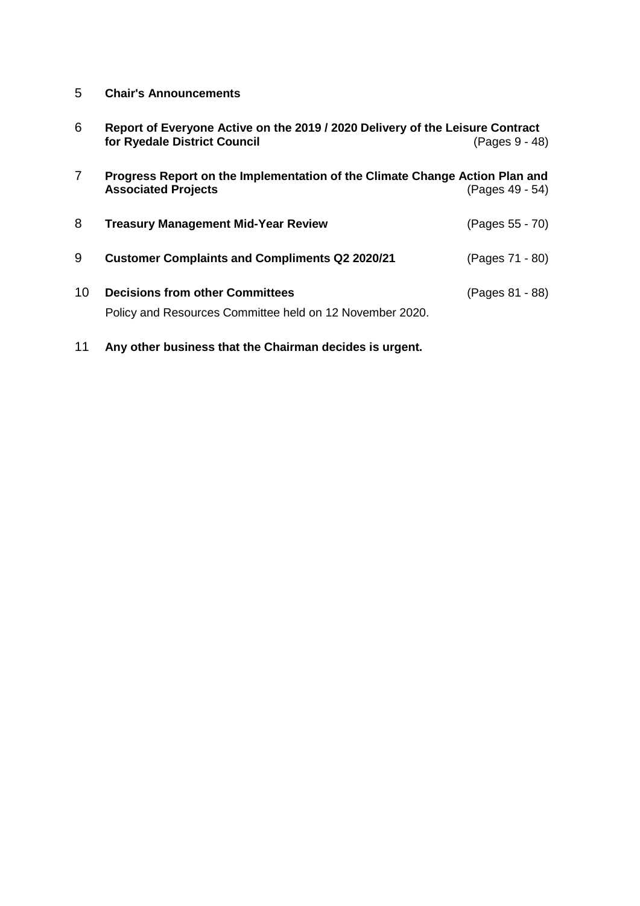5 **Chair's Announcements**

6 **Report of Everyone Active on the 2019 / 2020 Delivery of the Leisure Contract for Ryedale District Council** (Pages 9 - 48)

7 **Progress Report on the Implementation of the Climate Change Action Plan and Associated Projects** (Pages 49 - 54)

8 **Treasury Management Mid-Year Review** (Pages 55 - 70)

9 **Customer Complaints and Compliments Q2 2020/21** (Pages 71 - 80)

10 **Decisions from other Committees** (Pages 81 - 88)

Policy and Resources Committee held on 12 November 2020.

11 **Any other business that the Chairman decides is urgent.**